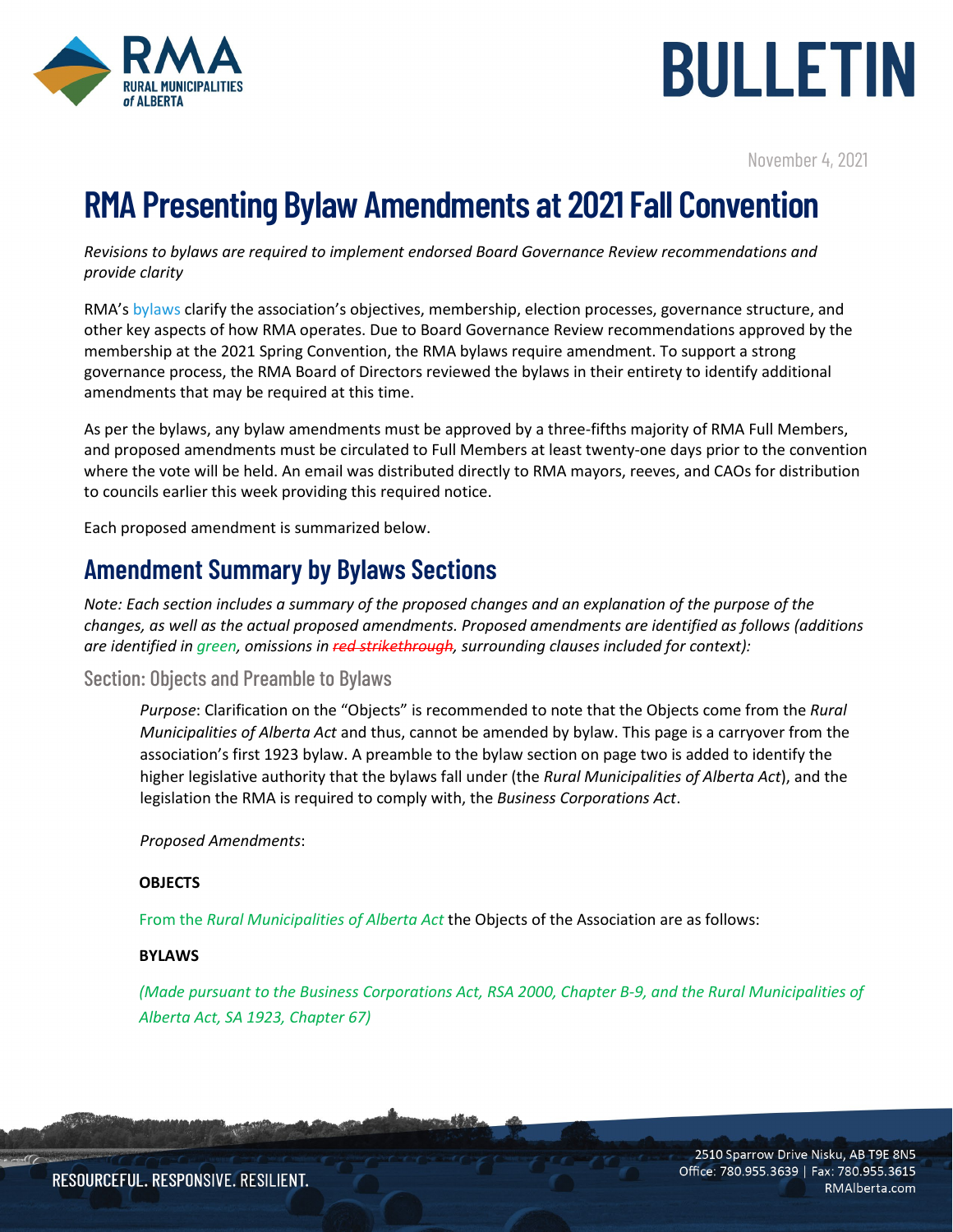# BULLETIN

November 4, 2021

# RMA Presenting Bylaw Amendments at 2021 Fall Convention

*Revisions to bylaws are required to implement endorsed Board Governance Review recommendations and provide clarity*

RMA's bylaws clarify the association's objectives, membership, election processes, governance structure, and other key aspects of how RMA operates. Due to Board Governance Review recommendations approved by the membership at the 2021 Spring Convention, the RMA bylaws require amendment. To support a strong governance process, the RMA Board of Directors reviewed the bylaws in their entirety to identify additional amendments that may be required at this time.

As per the bylaws, any bylaw amendments must be approved by a three-fifths majority of RMA Full Members, and proposed amendments must be circulated to Full Members at least twenty-one days prior to the convention where the vote will be held. An email was distributed directly to RMA mayors, reeves, and CAOs for distribution to councils earlier this week providing this required notice.

Each proposed amendment is summarized below.

## Amendment Summary by Bylaws Sections

*Note: Each section includes a summary of the proposed changes and an explanation of the purpose of the changes, as well as the actual proposed amendments. Proposed amendments are identified as follows (additions are identified in green, omissions in ~~red strikethrough~~, surrounding clauses included for context):*

### Section: Objects and Preamble to Bylaws

*Purpose*: Clarification on the "Objects" is recommended to note that the Objects come from the *Rural Municipalities of Alberta Act* and thus, cannot be amended by bylaw. This page is a carryover from the association's first 1923 bylaw. A preamble to the bylaw section on page two is added to identify the higher legislative authority that the bylaws fall under (the *Rural Municipalities of Alberta Act*), and the legislation the RMA is required to comply with, the *Business Corporations Act*.

*Proposed Amendments*:

**OBJECTS**

From the *Rural Municipalities of Alberta Act* the Objects of the Association are as follows:

**BYLAWS**

*(Made pursuant to the Business Corporations Act, RSA 2000, Chapter B-9, and the Rural Municipalities of Alberta Act, SA 1923, Chapter 67)*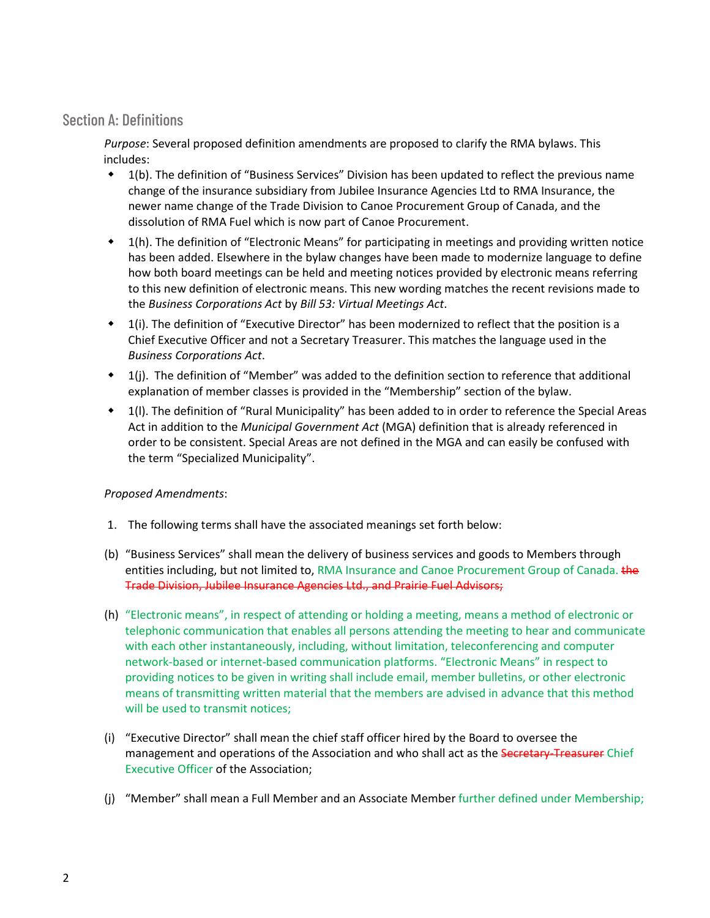## Section A: Definitions

*Purpose*: Several proposed definition amendments are proposed to clarify the RMA bylaws. This includes:

- 1(b). The definition of "Business Services" Division has been updated to reflect the previous name change of the insurance subsidiary from Jubilee Insurance Agencies Ltd to RMA Insurance, the newer name change of the Trade Division to Canoe Procurement Group of Canada, and the dissolution of RMA Fuel which is now part of Canoe Procurement.
- 1(h). The definition of "Electronic Means" for participating in meetings and providing written notice has been added. Elsewhere in the bylaw changes have been made to modernize language to define how both board meetings can be held and meeting notices provided by electronic means referring to this new definition of electronic means. This new wording matches the recent revisions made to the *Business Corporations Act* by *Bill 53: Virtual Meetings Act*.
- 1(i). The definition of "Executive Director" has been modernized to reflect that the position is a Chief Executive Officer and not a Secretary Treasurer. This matches the language used in the *Business Corporations Act*.
- 1(j). The definition of "Member" was added to the definition section to reference that additional explanation of member classes is provided in the "Membership" section of the bylaw.
- 1(l). The definition of "Rural Municipality" has been added to in order to reference the Special Areas Act in addition to the *Municipal Government Act* (MGA) definition that is already referenced in order to be consistent. Special Areas are not defined in the MGA and can easily be confused with the term "Specialized Municipality".

*Proposed Amendments*:

1. The following terms shall have the associated meanings set forth below:

(b) "Business Services" shall mean the delivery of business services and goods to Members through entities including, but not limited to, RMA Insurance and Canoe Procurement Group of Canada. ~~the Trade Division, Jubilee Insurance Agencies Ltd., and Prairie Fuel Advisors;~~

(h) "Electronic means", in respect of attending or holding a meeting, means a method of electronic or telephonic communication that enables all persons attending the meeting to hear and communicate with each other instantaneously, including, without limitation, teleconferencing and computer network-based or internet-based communication platforms. "Electronic Means" in respect to providing notices to be given in writing shall include email, member bulletins, or other electronic means of transmitting written material that the members are advised in advance that this method will be used to transmit notices;

(i) "Executive Director" shall mean the chief staff officer hired by the Board to oversee the management and operations of the Association and who shall act as the ~~Secretary-Treasurer~~ Chief Executive Officer of the Association;

(j) "Member" shall mean a Full Member and an Associate Member further defined under Membership;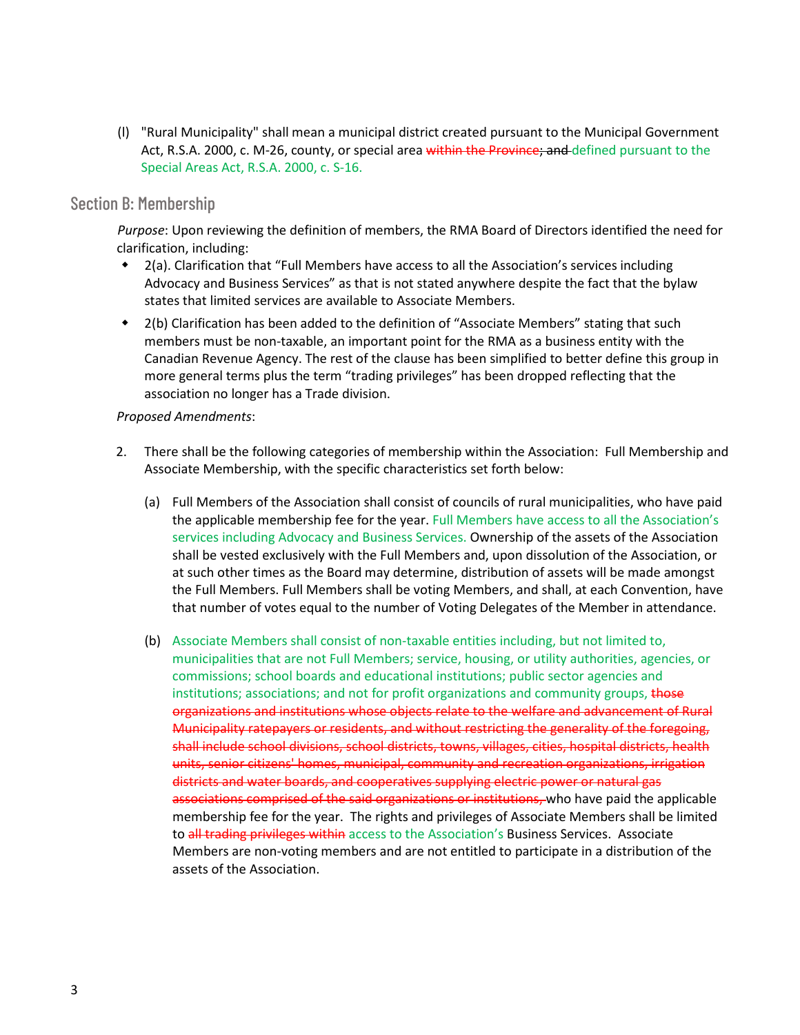(l) "Rural Municipality" shall mean a municipal district created pursuant to the Municipal Government Act, R.S.A. 2000, c. M-26, county, or special area ~~within the Province~~~~; and~~ defined pursuant to the Special Areas Act, R.S.A. 2000, c. S-16.

## Section B: Membership

*Purpose*: Upon reviewing the definition of members, the RMA Board of Directors identified the need for clarification, including:

- 2(a). Clarification that "Full Members have access to all the Association's services including Advocacy and Business Services" as that is not stated anywhere despite the fact that the bylaw states that limited services are available to Associate Members.
- 2(b) Clarification has been added to the definition of "Associate Members" stating that such members must be non-taxable, an important point for the RMA as a business entity with the Canadian Revenue Agency. The rest of the clause has been simplified to better define this group in more general terms plus the term "trading privileges" has been dropped reflecting that the association no longer has a Trade division.

*Proposed Amendments*:

2. There shall be the following categories of membership within the Association: Full Membership and Associate Membership, with the specific characteristics set forth below:

   (a) Full Members of the Association shall consist of councils of rural municipalities, who have paid the applicable membership fee for the year. Full Members have access to all the Association's services including Advocacy and Business Services. Ownership of the assets of the Association shall be vested exclusively with the Full Members and, upon dissolution of the Association, or at such other times as the Board may determine, distribution of assets will be made amongst the Full Members. Full Members shall be voting Members, and shall, at each Convention, have that number of votes equal to the number of Voting Delegates of the Member in attendance.

   (b) Associate Members shall consist of non-taxable entities including, but not limited to, municipalities that are not Full Members; service, housing, or utility authorities, agencies, or commissions; school boards and educational institutions; public sector agencies and institutions; associations; and not for profit organizations and community groups, ~~those organizations and institutions whose objects relate to the welfare and advancement of Rural Municipality ratepayers or residents, and without restricting the generality of the foregoing, shall include school divisions, school districts, towns, villages, cities, hospital districts, health units, senior citizens' homes, municipal, community and recreation organizations, irrigation districts and water boards, and cooperatives supplying electric power or natural gas associations comprised of the said organizations or institutions,~~ who have paid the applicable membership fee for the year. The rights and privileges of Associate Members shall be limited to ~~all trading privileges within~~ access to the Association's Business Services. Associate Members are non-voting members and are not entitled to participate in a distribution of the assets of the Association.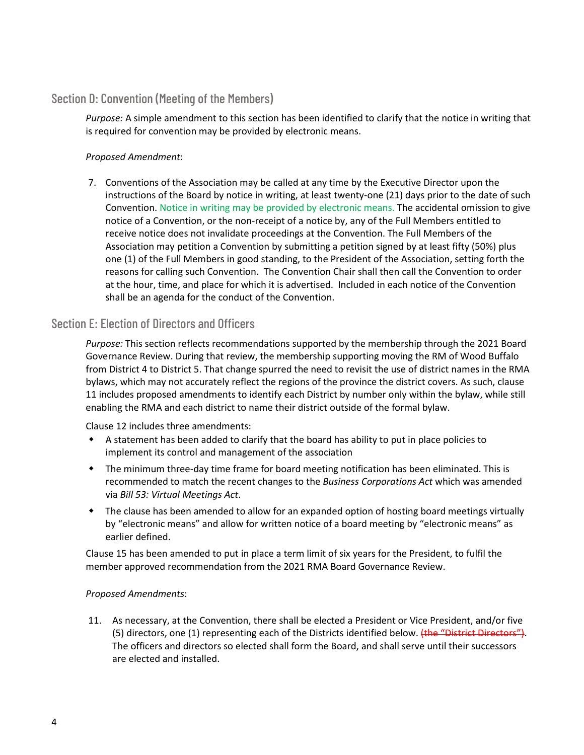## Section D: Convention (Meeting of the Members)

*Purpose:* A simple amendment to this section has been identified to clarify that the notice in writing that is required for convention may be provided by electronic means.

*Proposed Amendment*:

7. Conventions of the Association may be called at any time by the Executive Director upon the instructions of the Board by notice in writing, at least twenty-one (21) days prior to the date of such Convention. Notice in writing may be provided by electronic means. The accidental omission to give notice of a Convention, or the non-receipt of a notice by, any of the Full Members entitled to receive notice does not invalidate proceedings at the Convention. The Full Members of the Association may petition a Convention by submitting a petition signed by at least fifty (50%) plus one (1) of the Full Members in good standing, to the President of the Association, setting forth the reasons for calling such Convention. The Convention Chair shall then call the Convention to order at the hour, time, and place for which it is advertised. Included in each notice of the Convention shall be an agenda for the conduct of the Convention.

## Section E: Election of Directors and Officers

*Purpose:* This section reflects recommendations supported by the membership through the 2021 Board Governance Review. During that review, the membership supporting moving the RM of Wood Buffalo from District 4 to District 5. That change spurred the need to revisit the use of district names in the RMA bylaws, which may not accurately reflect the regions of the province the district covers. As such, clause 11 includes proposed amendments to identify each District by number only within the bylaw, while still enabling the RMA and each district to name their district outside of the formal bylaw.

Clause 12 includes three amendments:

- A statement has been added to clarify that the board has ability to put in place policies to implement its control and management of the association
- The minimum three-day time frame for board meeting notification has been eliminated. This is recommended to match the recent changes to the *Business Corporations Act* which was amended via *Bill 53: Virtual Meetings Act*.
- The clause has been amended to allow for an expanded option of hosting board meetings virtually by "electronic means" and allow for written notice of a board meeting by "electronic means" as earlier defined.

Clause 15 has been amended to put in place a term limit of six years for the President, to fulfil the member approved recommendation from the 2021 RMA Board Governance Review.

*Proposed Amendments*:

11. As necessary, at the Convention, there shall be elected a President or Vice President, and/or five (5) directors, one (1) representing each of the Districts identified below. ~~(the "District Directors")~~. The officers and directors so elected shall form the Board, and shall serve until their successors are elected and installed.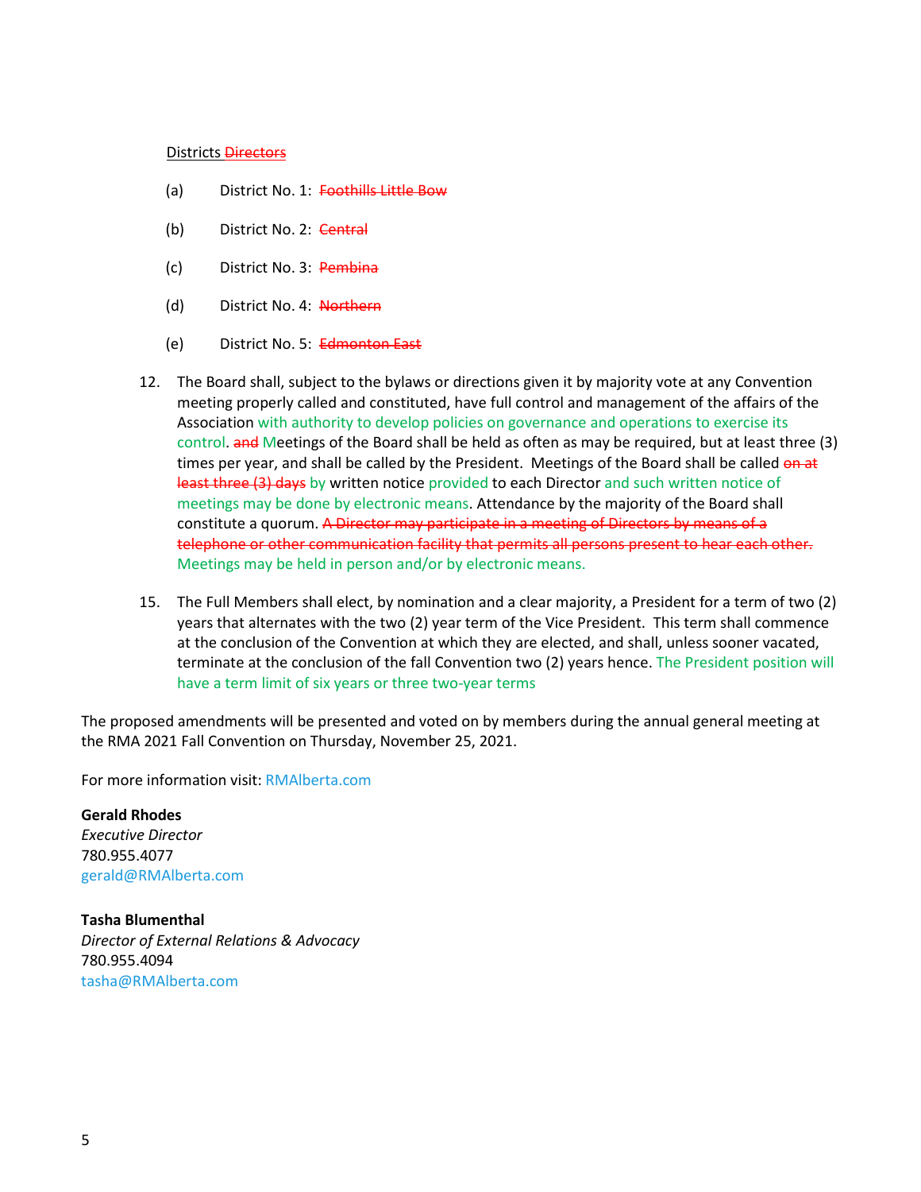Districts ~~Directors~~

(a) District No. 1: ~~Foothills Little Bow~~

(b) District No. 2: ~~Central~~

(c) District No. 3: ~~Pembina~~

(d) District No. 4: ~~Northern~~

(e) District No. 5: ~~Edmonton East~~

12. The Board shall, subject to the bylaws or directions given it by majority vote at any Convention meeting properly called and constituted, have full control and management of the affairs of the Association with authority to develop policies on governance and operations to exercise its control. ~~and~~ Meetings of the Board shall be held as often as may be required, but at least three (3) times per year, and shall be called by the President. Meetings of the Board shall be called ~~on at least three (3) days~~ by written notice provided to each Director and such written notice of meetings may be done by electronic means. Attendance by the majority of the Board shall constitute a quorum. ~~A Director may participate in a meeting of Directors by means of a telephone or other communication facility that permits all persons present to hear each other.~~ Meetings may be held in person and/or by electronic means.

15. The Full Members shall elect, by nomination and a clear majority, a President for a term of two (2) years that alternates with the two (2) year term of the Vice President. This term shall commence at the conclusion of the Convention at which they are elected, and shall, unless sooner vacated, terminate at the conclusion of the fall Convention two (2) years hence. The President position will have a term limit of six years or three two-year terms

The proposed amendments will be presented and voted on by members during the annual general meeting at the RMA 2021 Fall Convention on Thursday, November 25, 2021.

For more information visit: RMAlberta.com

**Gerald Rhodes**
*Executive Director*
780.955.4077
gerald@RMAlberta.com

**Tasha Blumenthal**
*Director of External Relations & Advocacy*
780.955.4094
tasha@RMAlberta.com